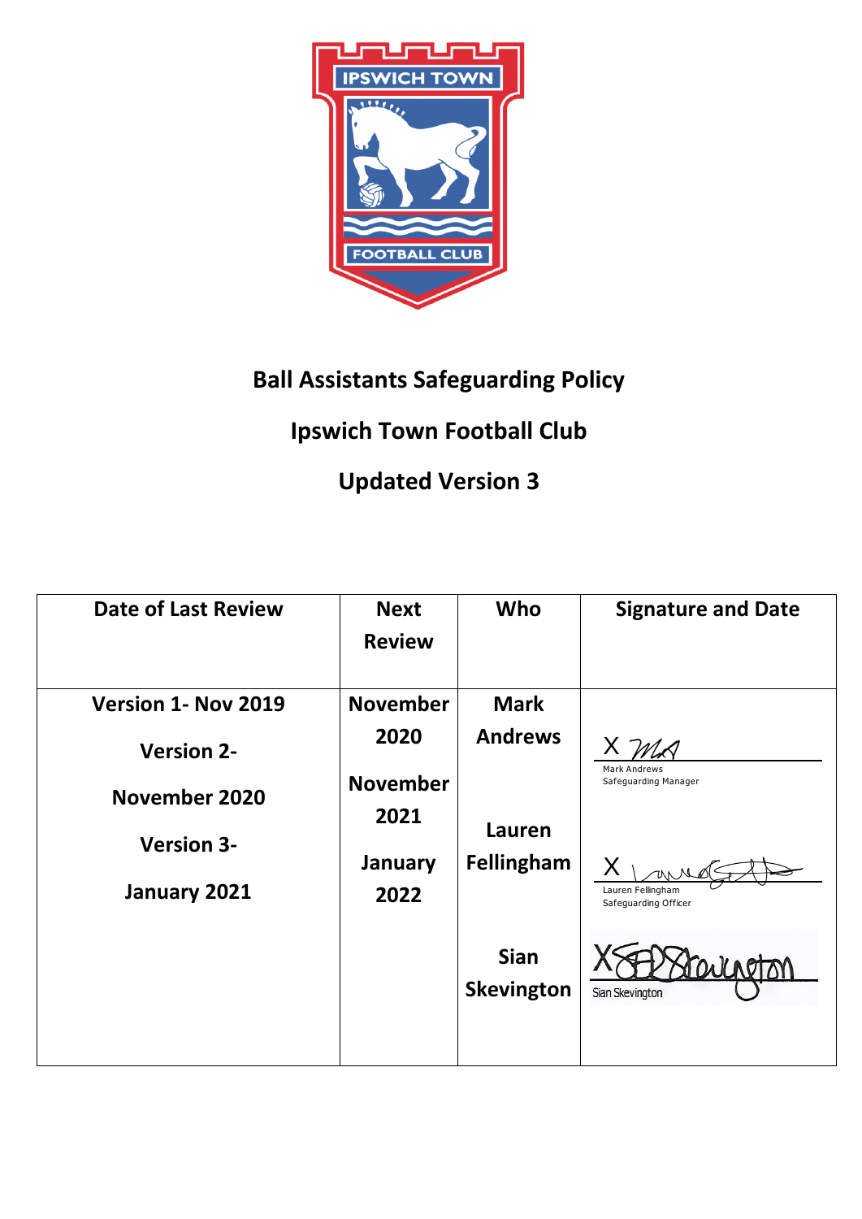# Ball Assistants Safeguarding Policy

## Ipswich Town Football Club

## Updated Version 3

| Date of Last Review | Next Review | Who | Signature and Date |
|---|---|---|---|
| Version 1- Nov 2019<br><br>Version 2- November 2020<br><br>Version 3- January 2021 | November 2020<br><br>November 2021<br><br>January 2022 | Mark Andrews<br><br>Lauren Fellingham<br><br>Sian Skevington | X<br>Mark Andrews<br>Safeguarding Manager<br><br>X<br>Lauren Fellingham<br>Safeguarding Officer<br><br>X<br>Sian Skevington |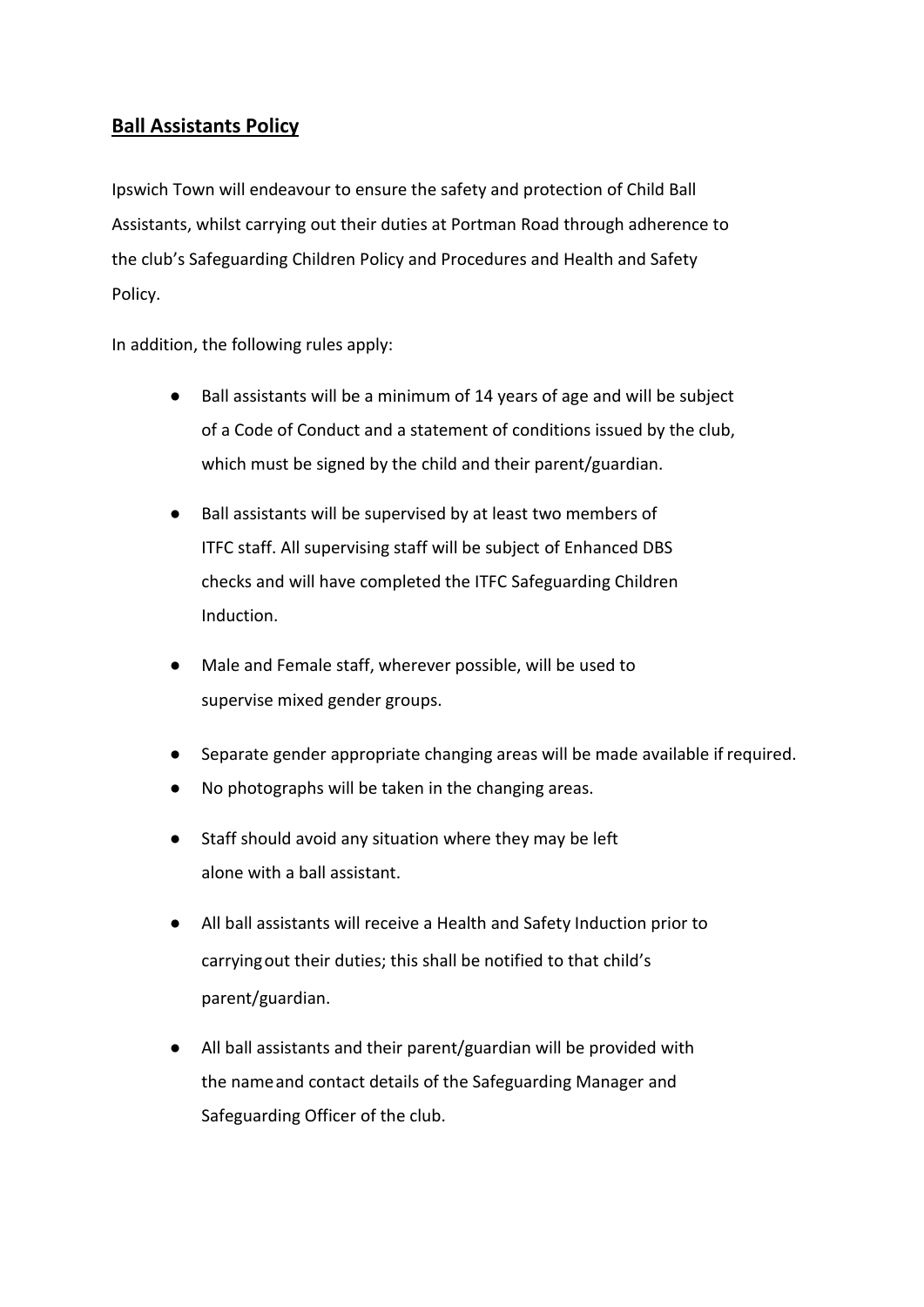## **Ball Assistants Policy**

Ipswich Town will endeavour to ensure the safety and protection of Child Ball Assistants, whilst carrying out their duties at Portman Road through adherence to the club's Safeguarding Children Policy and Procedures and Health and Safety Policy.

In addition, the following rules apply:

- Ball assistants will be a minimum of 14 years of age and will be subject of a Code of Conduct and a statement of conditions issued by the club, which must be signed by the child and their parent/guardian.
- Ball assistants will be supervised by at least two members of ITFC staff. All supervising staff will be subject of Enhanced DBS checks and will have completed the ITFC Safeguarding Children Induction.
- Male and Female staff, wherever possible, will be used to supervise mixed gender groups.
- Separate gender appropriate changing areas will be made available if required.
- No photographs will be taken in the changing areas.
- Staff should avoid any situation where they may be left alone with a ball assistant.
- All ball assistants will receive a Health and Safety Induction prior to carrying out their duties; this shall be notified to that child's parent/guardian.
- All ball assistants and their parent/guardian will be provided with the name and contact details of the Safeguarding Manager and Safeguarding Officer of the club.